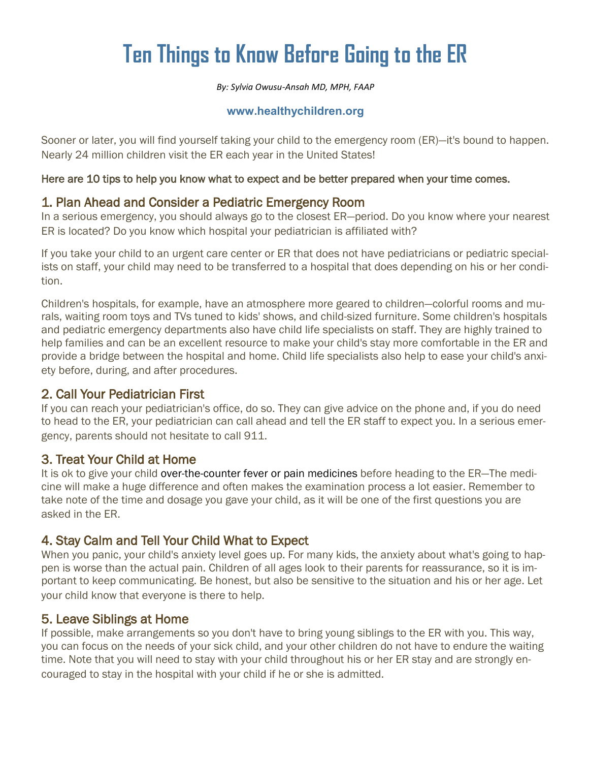# Ten Things to Know Before Going to the ER

*By: Sylvia Owusu-Ansah MD, MPH, FAAP*

**www.healthychildren.org**

Sooner or later, you will find yourself taking your child to the emergency room (ER)—it's bound to happen. Nearly 24 million children visit the ER each year in the United States!

Here are 10 tips to help you know what to expect and be better prepared when your time comes.

## 1. Plan Ahead and Consider a Pediatric Emergency Room

In a serious emergency, you should always go to the closest ER—period. Do you know where your nearest ER is located? Do you know which hospital your pediatrician is affiliated with?

If you take your child to an urgent care center or ER that does not have pediatricians or pediatric specialists on staff, your child may need to be transferred to a hospital that does depending on his or her condition.

Children's hospitals, for example, have an atmosphere more geared to children—colorful rooms and murals, waiting room toys and TVs tuned to kids' shows, and child-sized furniture. Some children's hospitals and pediatric emergency departments also have child life specialists on staff. They are highly trained to help families and can be an excellent resource to make your child's stay more comfortable in the ER and provide a bridge between the hospital and home. Child life specialists also help to ease your child's anxiety before, during, and after procedures.

## 2. Call Your Pediatrician First

If you can reach your pediatrician's office, do so. They can give advice on the phone and, if you do need to head to the ER, your pediatrician can call ahead and tell the ER staff to expect you. In a serious emergency, parents should not hesitate to call 911.

## 3. Treat Your Child at Home

It is ok to give your child over-the-counter fever or pain medicines before heading to the ER—The medicine will make a huge difference and often makes the examination process a lot easier. Remember to take note of the time and dosage you gave your child, as it will be one of the first questions you are asked in the ER.

## 4. Stay Calm and Tell Your Child What to Expect

When you panic, your child's anxiety level goes up. For many kids, the anxiety about what's going to happen is worse than the actual pain. Children of all ages look to their parents for reassurance, so it is important to keep communicating. Be honest, but also be sensitive to the situation and his or her age. Let your child know that everyone is there to help.

## 5. Leave Siblings at Home

If possible, make arrangements so you don't have to bring young siblings to the ER with you. This way, you can focus on the needs of your sick child, and your other children do not have to endure the waiting time. Note that you will need to stay with your child throughout his or her ER stay and are strongly encouraged to stay in the hospital with your child if he or she is admitted.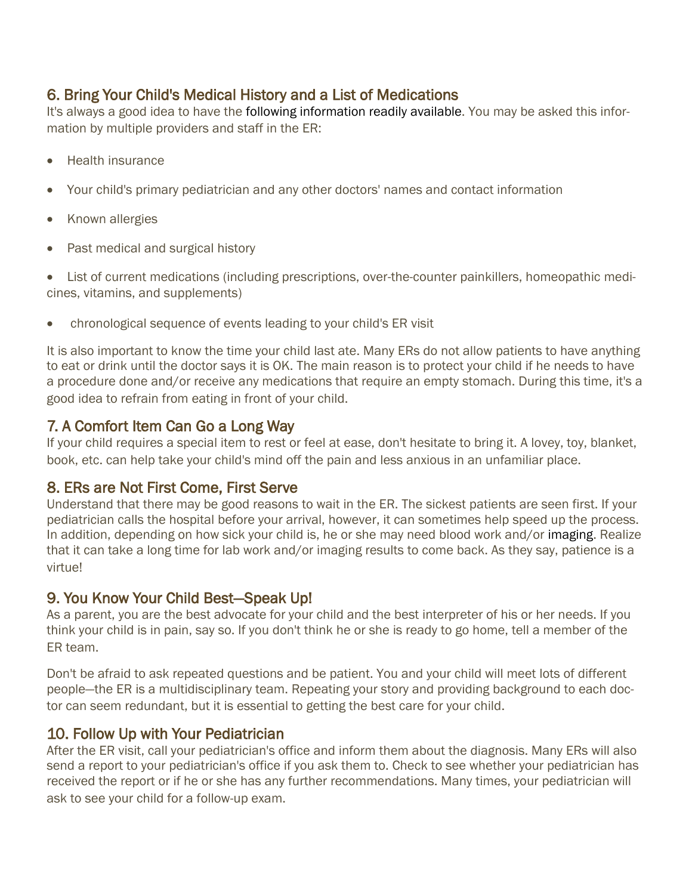## 6. Bring Your Child's Medical History and a List of Medications

It's always a good idea to have the following information readily available. You may be asked this information by multiple providers and staff in the ER:

- Health insurance
- Your child's primary pediatrician and any other doctors' names and contact information
- Known allergies
- Past medical and surgical history
- List of current medications (including prescriptions, over-the-counter painkillers, homeopathic medicines, vitamins, and supplements)
- chronological sequence of events leading to your child's ER visit

It is also important to know the time your child last ate. Many ERs do not allow patients to have anything to eat or drink until the doctor says it is OK. The main reason is to protect your child if he needs to have a procedure done and/or receive any medications that require an empty stomach. During this time, it's a good idea to refrain from eating in front of your child.

## 7. A Comfort Item Can Go a Long Way

If your child requires a special item to rest or feel at ease, don't hesitate to bring it. A lovey, toy, blanket, book, etc. can help take your child's mind off the pain and less anxious in an unfamiliar place.

## 8. ERs are Not First Come, First Serve

Understand that there may be good reasons to wait in the ER. The sickest patients are seen first. If your pediatrician calls the hospital before your arrival, however, it can sometimes help speed up the process. In addition, depending on how sick your child is, he or she may need blood work and/or imaging. Realize that it can take a long time for lab work and/or imaging results to come back. As they say, patience is a virtue!

## 9. You Know Your Child Best—Speak Up!

As a parent, you are the best advocate for your child and the best interpreter of his or her needs. If you think your child is in pain, say so. If you don't think he or she is ready to go home, tell a member of the ER team.

Don't be afraid to ask repeated questions and be patient. You and your child will meet lots of different people—the ER is a multidisciplinary team. Repeating your story and providing background to each doctor can seem redundant, but it is essential to getting the best care for your child.

## 10. Follow Up with Your Pediatrician

After the ER visit, call your pediatrician's office and inform them about the diagnosis. Many ERs will also send a report to your pediatrician's office if you ask them to. Check to see whether your pediatrician has received the report or if he or she has any further recommendations. Many times, your pediatrician will ask to see your child for a follow-up exam.